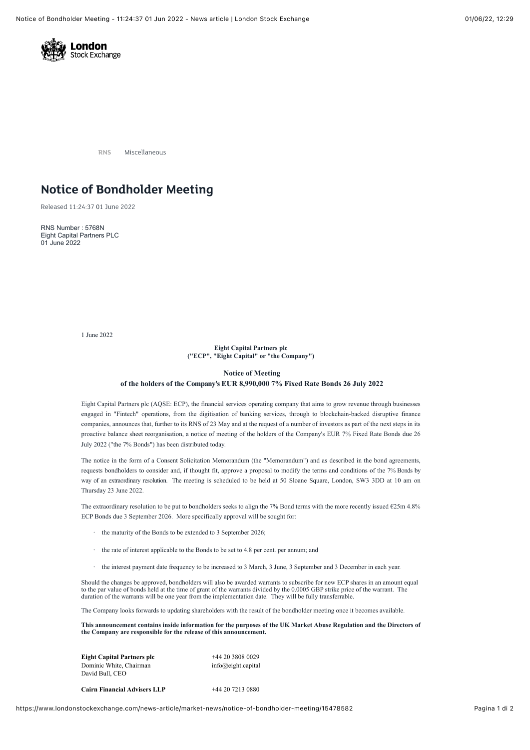RNS Miscellaneous

# Notice of Bondholder Meeting

Released 11:24:37 01 June 2022

RNS Number : 5768N
Eight Capital Partners PLC
01 June 2022

1 June 2022

**Eight Capital Partners plc**
**("ECP", "Eight Capital" or "the Company")**

**Notice of Meeting**
**of the holders of the Company's EUR 8,990,000 7% Fixed Rate Bonds 26 July 2022**

Eight Capital Partners plc (AQSE: ECP), the financial services operating company that aims to grow revenue through businesses engaged in "Fintech" operations, from the digitisation of banking services, through to blockchain-backed disruptive finance companies, announces that, further to its RNS of 23 May and at the request of a number of investors as part of the next steps in its proactive balance sheet reorganisation, a notice of meeting of the holders of the Company's EUR 7% Fixed Rate Bonds due 26 July 2022 ("the 7% Bonds") has been distributed today.

The notice in the form of a Consent Solicitation Memorandum (the "Memorandum") and as described in the bond agreements, requests bondholders to consider and, if thought fit, approve a proposal to modify the terms and conditions of the 7% Bonds by way of an extraordinary resolution. The meeting is scheduled to be held at 50 Sloane Square, London, SW3 3DD at 10 am on Thursday 23 June 2022.

The extraordinary resolution to be put to bondholders seeks to align the 7% Bond terms with the more recently issued €25m 4.8% ECP Bonds due 3 September 2026. More specifically approval will be sought for:

- the maturity of the Bonds to be extended to 3 September 2026;
- the rate of interest applicable to the Bonds to be set to 4.8 per cent. per annum; and
- the interest payment date frequency to be increased to 3 March, 3 June, 3 September and 3 December in each year.

Should the changes be approved, bondholders will also be awarded warrants to subscribe for new ECP shares in an amount equal to the par value of bonds held at the time of grant of the warrants divided by the 0.0005 GBP strike price of the warrant. The duration of the warrants will be one year from the implementation date. They will be fully transferrable.

The Company looks forwards to updating shareholders with the result of the bondholder meeting once it becomes available.

**This announcement contains inside information for the purposes of the UK Market Abuse Regulation and the Directors of the Company are responsible for the release of this announcement.**

| | |
|---|---|
| **Eight Capital Partners plc** | +44 20 3808 0029 |
| Dominic White, Chairman | info@eight.capital |
| David Bull, CEO | |
| | |
| **Cairn Financial Advisers LLP** | +44 20 7213 0880 |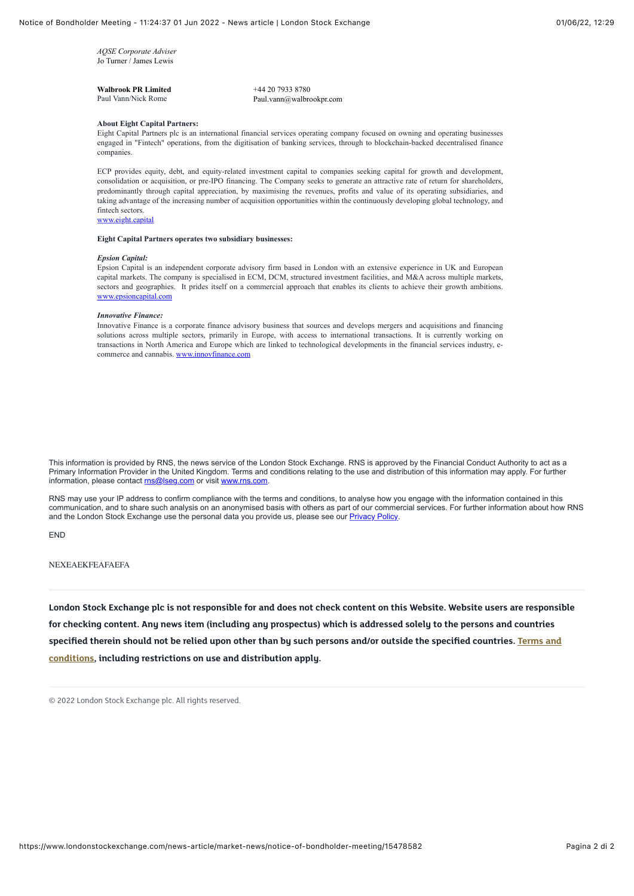*AQSE Corporate Adviser*
Jo Turner / James Lewis

| | |
|---|---|
| **Walbrook PR Limited** | +44 20 7933 8780 |
| Paul Vann/Nick Rome | Paul.vann@walbrookpr.com |

**About Eight Capital Partners:**
Eight Capital Partners plc is an international financial services operating company focused on owning and operating businesses engaged in "Fintech" operations, from the digitisation of banking services, through to blockchain-backed decentralised finance companies.

ECP provides equity, debt, and equity-related investment capital to companies seeking capital for growth and development, consolidation or acquisition, or pre-IPO financing. The Company seeks to generate an attractive rate of return for shareholders, predominantly through capital appreciation, by maximising the revenues, profits and value of its operating subsidiaries, and taking advantage of the increasing number of acquisition opportunities within the continuously developing global technology, and fintech sectors.
www.eight.capital

**Eight Capital Partners operates two subsidiary businesses:**

***Epsion Capital:***
Epsion Capital is an independent corporate advisory firm based in London with an extensive experience in UK and European capital markets. The company is specialised in ECM, DCM, structured investment facilities, and M&A across multiple markets, sectors and geographies. It prides itself on a commercial approach that enables its clients to achieve their growth ambitions. www.epsioncapital.com

***Innovative Finance:***
Innovative Finance is a corporate finance advisory business that sources and develops mergers and acquisitions and financing solutions across multiple sectors, primarily in Europe, with access to international transactions. It is currently working on transactions in North America and Europe which are linked to technological developments in the financial services industry, e-commerce and cannabis. www.innovfinance.com

This information is provided by RNS, the news service of the London Stock Exchange. RNS is approved by the Financial Conduct Authority to act as a Primary Information Provider in the United Kingdom. Terms and conditions relating to the use and distribution of this information may apply. For further information, please contact rns@lseg.com or visit www.rns.com.

RNS may use your IP address to confirm compliance with the terms and conditions, to analyse how you engage with the information contained in this communication, and to share such analysis on an anonymised basis with others as part of our commercial services. For further information about how RNS and the London Stock Exchange use the personal data you provide us, please see our Privacy Policy.

END

NEXEAEKFEAFAEFA

**London Stock Exchange plc is not responsible for and does not check content on this Website. Website users are responsible for checking content. Any news item (including any prospectus) which is addressed solely to the persons and countries specified therein should not be relied upon other than by such persons and/or outside the specified countries. Terms and conditions, including restrictions on use and distribution apply.**

© 2022 London Stock Exchange plc. All rights reserved.